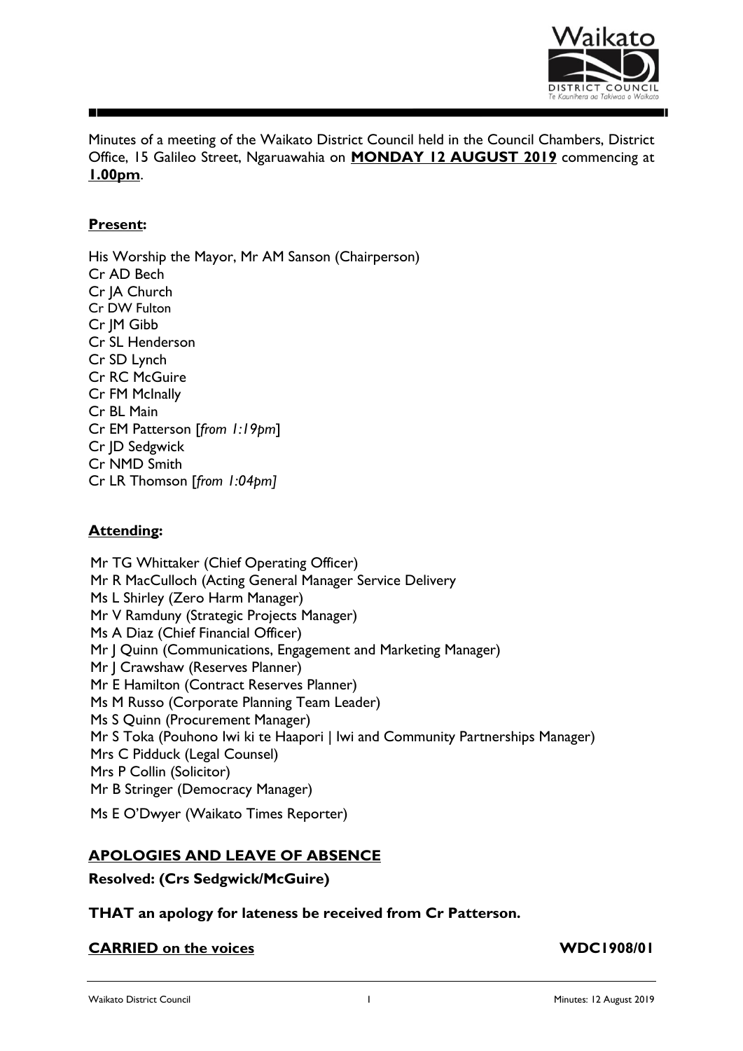Minutes of a meeting of the Waikato District Council held in the Council Chambers, District Office, 15 Galileo Street, Ngaruawahia on **MONDAY 12 AUGUST 2019** commencing at **1.00pm**.

**Present:**

His Worship the Mayor, Mr AM Sanson (Chairperson)
Cr AD Bech
Cr JA Church
Cr DW Fulton
Cr JM Gibb
Cr SL Henderson
Cr SD Lynch
Cr RC McGuire
Cr FM McInally
Cr BL Main
Cr EM Patterson [*from 1:19pm*]
Cr JD Sedgwick
Cr NMD Smith
Cr LR Thomson [*from 1:04pm]*

**Attending:**

Mr TG Whittaker (Chief Operating Officer)
Mr R MacCulloch (Acting General Manager Service Delivery
Ms L Shirley (Zero Harm Manager)
Mr V Ramduny (Strategic Projects Manager)
Ms A Diaz (Chief Financial Officer)
Mr J Quinn (Communications, Engagement and Marketing Manager)
Mr J Crawshaw (Reserves Planner)
Mr E Hamilton (Contract Reserves Planner)
Ms M Russo (Corporate Planning Team Leader)
Ms S Quinn (Procurement Manager)
Mr S Toka (Pouhono Iwi ki te Haapori | Iwi and Community Partnerships Manager)
Mrs C Pidduck (Legal Counsel)
Mrs P Collin (Solicitor)
Mr B Stringer (Democracy Manager)

Ms E O'Dwyer (Waikato Times Reporter)

**APOLOGIES AND LEAVE OF ABSENCE**

**Resolved: (Crs Sedgwick/McGuire)**

**THAT an apology for lateness be received from Cr Patterson.**

**CARRIED on the voices** **WDC1908/01**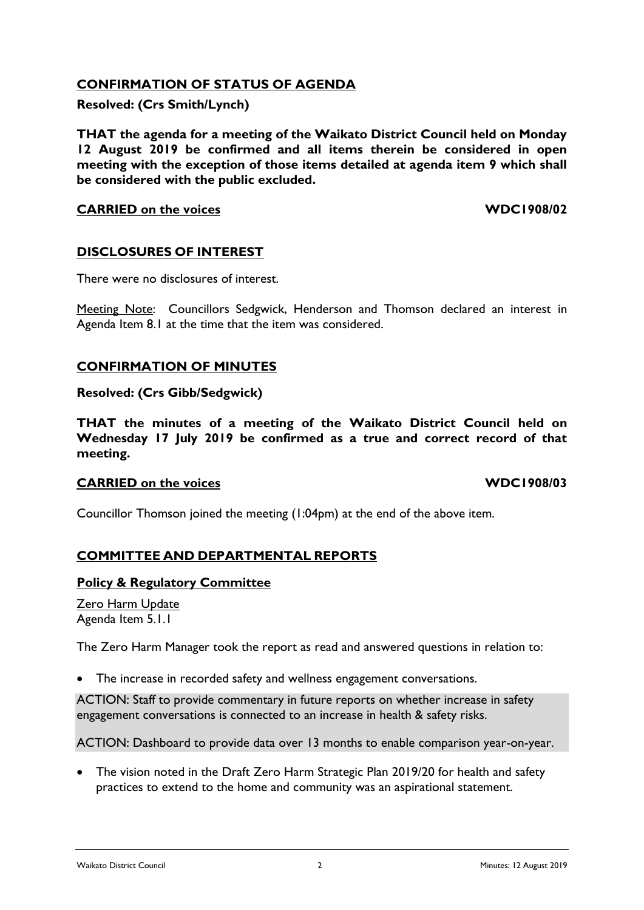## CONFIRMATION OF STATUS OF AGENDA

**Resolved: (Crs Smith/Lynch)**

**THAT the agenda for a meeting of the Waikato District Council held on Monday 12 August 2019 be confirmed and all items therein be considered in open meeting with the exception of those items detailed at agenda item 9 which shall be considered with the public excluded.**

**CARRIED on the voices** **WDC1908/02**

## DISCLOSURES OF INTEREST

There were no disclosures of interest.

Meeting Note: Councillors Sedgwick, Henderson and Thomson declared an interest in Agenda Item 8.1 at the time that the item was considered.

## CONFIRMATION OF MINUTES

**Resolved: (Crs Gibb/Sedgwick)**

**THAT the minutes of a meeting of the Waikato District Council held on Wednesday 17 July 2019 be confirmed as a true and correct record of that meeting.**

**CARRIED on the voices** **WDC1908/03**

Councillor Thomson joined the meeting (1:04pm) at the end of the above item.

## COMMITTEE AND DEPARTMENTAL REPORTS

### Policy & Regulatory Committee

Zero Harm Update
Agenda Item 5.1.1

The Zero Harm Manager took the report as read and answered questions in relation to:

- The increase in recorded safety and wellness engagement conversations.

ACTION: Staff to provide commentary in future reports on whether increase in safety engagement conversations is connected to an increase in health & safety risks.

ACTION: Dashboard to provide data over 13 months to enable comparison year-on-year.

- The vision noted in the Draft Zero Harm Strategic Plan 2019/20 for health and safety practices to extend to the home and community was an aspirational statement.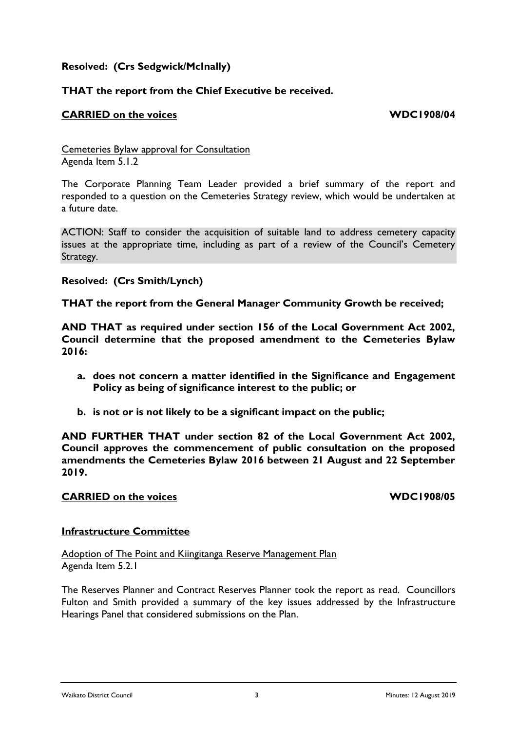**Resolved: (Crs Sedgwick/McInally)**

**THAT the report from the Chief Executive be received.**

**CARRIED on the voices** **WDC1908/04**

Cemeteries Bylaw approval for Consultation
Agenda Item 5.1.2

The Corporate Planning Team Leader provided a brief summary of the report and responded to a question on the Cemeteries Strategy review, which would be undertaken at a future date.

ACTION: Staff to consider the acquisition of suitable land to address cemetery capacity issues at the appropriate time, including as part of a review of the Council's Cemetery Strategy.

**Resolved: (Crs Smith/Lynch)**

**THAT the report from the General Manager Community Growth be received;**

**AND THAT as required under section 156 of the Local Government Act 2002, Council determine that the proposed amendment to the Cemeteries Bylaw 2016:**

- **a. does not concern a matter identified in the Significance and Engagement Policy as being of significance interest to the public; or**
- **b. is not or is not likely to be a significant impact on the public;**

**AND FURTHER THAT under section 82 of the Local Government Act 2002, Council approves the commencement of public consultation on the proposed amendments the Cemeteries Bylaw 2016 between 21 August and 22 September 2019.**

**CARRIED on the voices** **WDC1908/05**

**Infrastructure Committee**

Adoption of The Point and Kiingitanga Reserve Management Plan
Agenda Item 5.2.1

The Reserves Planner and Contract Reserves Planner took the report as read. Councillors Fulton and Smith provided a summary of the key issues addressed by the Infrastructure Hearings Panel that considered submissions on the Plan.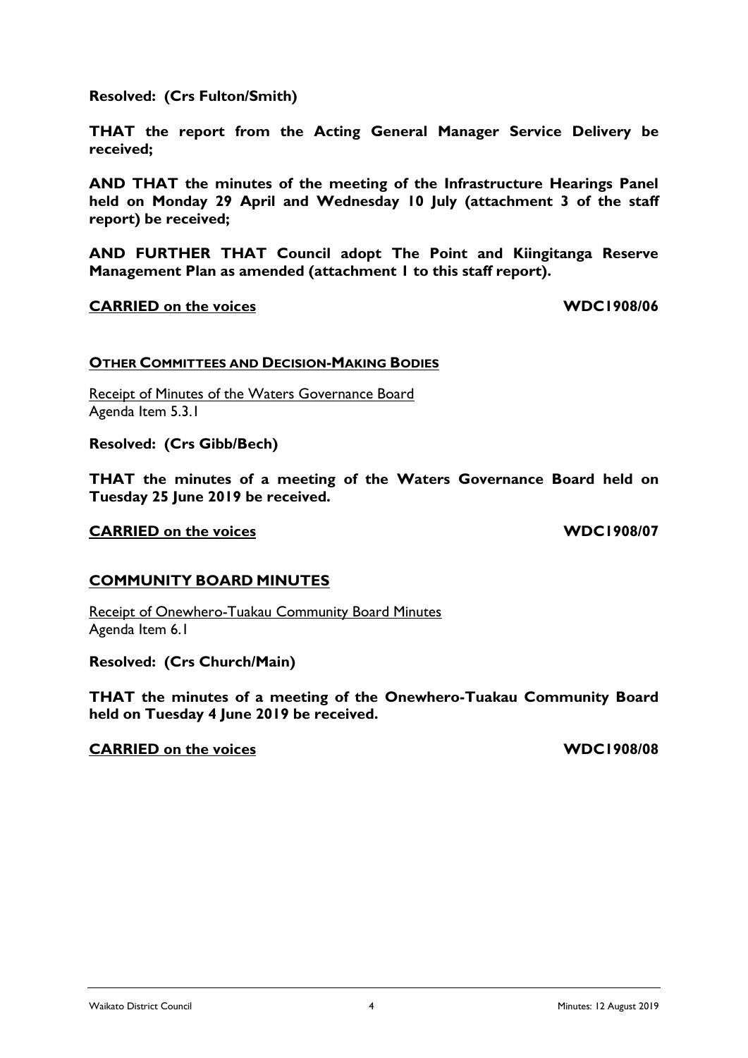**Resolved: (Crs Fulton/Smith)**

**THAT the report from the Acting General Manager Service Delivery be received;**

**AND THAT the minutes of the meeting of the Infrastructure Hearings Panel held on Monday 29 April and Wednesday 10 July (attachment 3 of the staff report) be received;**

**AND FURTHER THAT Council adopt The Point and Kiingitanga Reserve Management Plan as amended (attachment 1 to this staff report).**

**CARRIED on the voices** **WDC1908/06**

**OTHER COMMITTEES AND DECISION-MAKING BODIES**

Receipt of Minutes of the Waters Governance Board
Agenda Item 5.3.1

**Resolved: (Crs Gibb/Bech)**

**THAT the minutes of a meeting of the Waters Governance Board held on Tuesday 25 June 2019 be received.**

**CARRIED on the voices** **WDC1908/07**

## COMMUNITY BOARD MINUTES

Receipt of Onewhero-Tuakau Community Board Minutes
Agenda Item 6.1

**Resolved: (Crs Church/Main)**

**THAT the minutes of a meeting of the Onewhero-Tuakau Community Board held on Tuesday 4 June 2019 be received.**

**CARRIED on the voices** **WDC1908/08**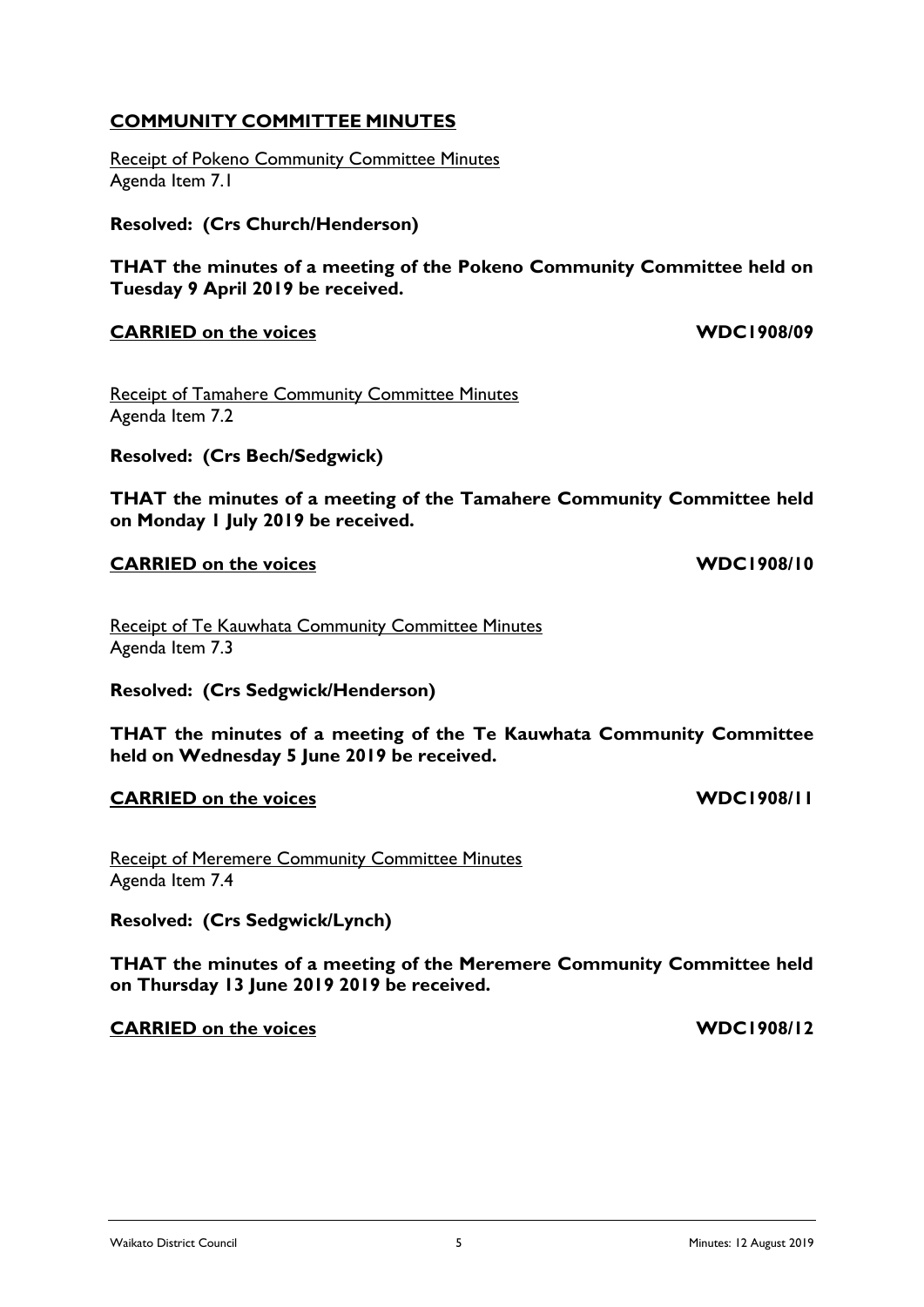## COMMUNITY COMMITTEE MINUTES

Receipt of Pokeno Community Committee Minutes
Agenda Item 7.1

**Resolved: (Crs Church/Henderson)**

**THAT the minutes of a meeting of the Pokeno Community Committee held on Tuesday 9 April 2019 be received.**

**CARRIED on the voices** **WDC1908/09**

Receipt of Tamahere Community Committee Minutes
Agenda Item 7.2

**Resolved: (Crs Bech/Sedgwick)**

**THAT the minutes of a meeting of the Tamahere Community Committee held on Monday 1 July 2019 be received.**

**CARRIED on the voices** **WDC1908/10**

Receipt of Te Kauwhata Community Committee Minutes
Agenda Item 7.3

**Resolved: (Crs Sedgwick/Henderson)**

**THAT the minutes of a meeting of the Te Kauwhata Community Committee held on Wednesday 5 June 2019 be received.**

**CARRIED on the voices** **WDC1908/11**

Receipt of Meremere Community Committee Minutes
Agenda Item 7.4

**Resolved: (Crs Sedgwick/Lynch)**

**THAT the minutes of a meeting of the Meremere Community Committee held on Thursday 13 June 2019 2019 be received.**

**CARRIED on the voices** **WDC1908/12**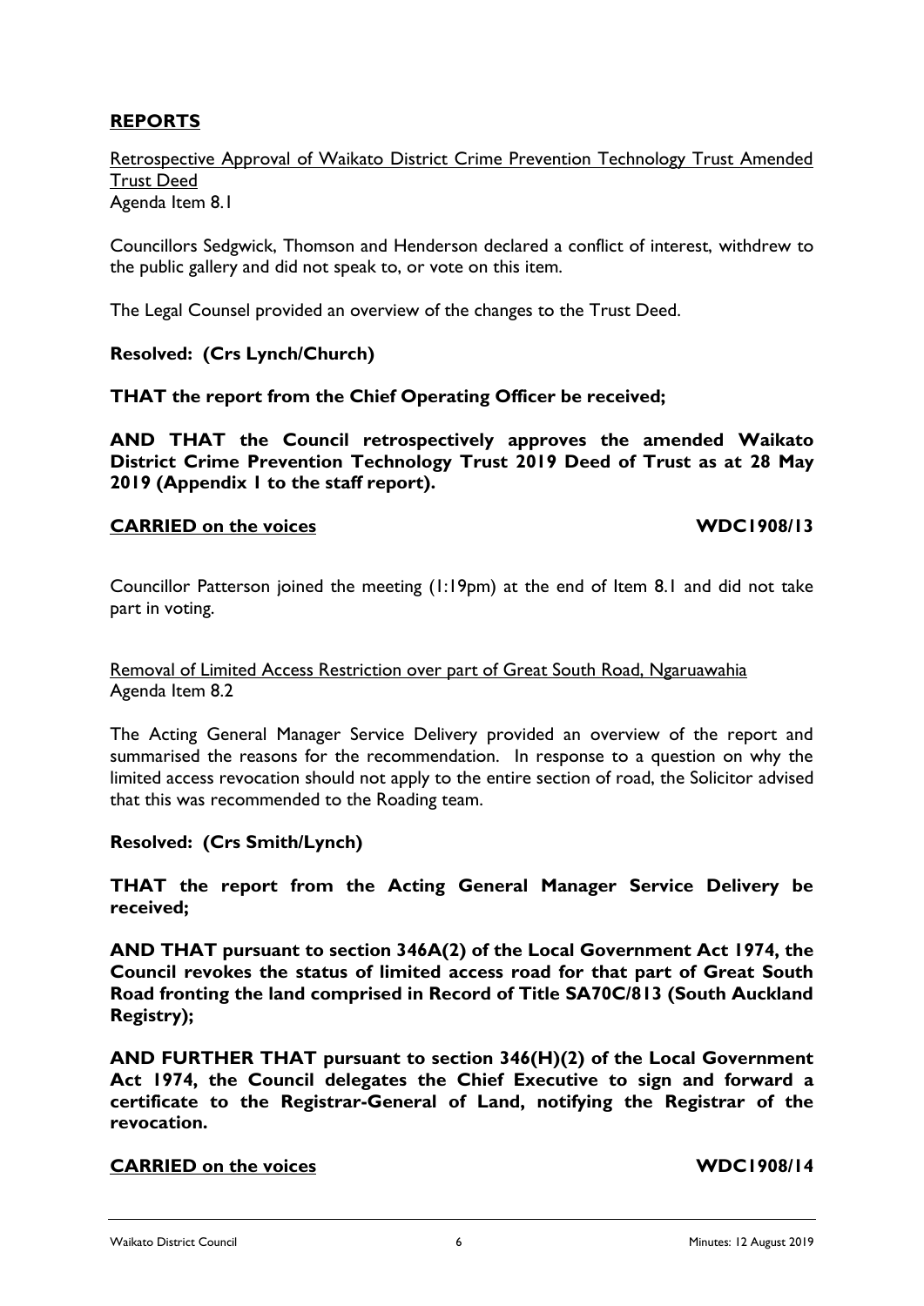## REPORTS

Retrospective Approval of Waikato District Crime Prevention Technology Trust Amended Trust Deed
Agenda Item 8.1

Councillors Sedgwick, Thomson and Henderson declared a conflict of interest, withdrew to the public gallery and did not speak to, or vote on this item.

The Legal Counsel provided an overview of the changes to the Trust Deed.

**Resolved: (Crs Lynch/Church)**

**THAT the report from the Chief Operating Officer be received;**

**AND THAT the Council retrospectively approves the amended Waikato District Crime Prevention Technology Trust 2019 Deed of Trust as at 28 May 2019 (Appendix 1 to the staff report).**

**CARRIED on the voices** **WDC1908/13**

Councillor Patterson joined the meeting (1:19pm) at the end of Item 8.1 and did not take part in voting.

Removal of Limited Access Restriction over part of Great South Road, Ngaruawahia
Agenda Item 8.2

The Acting General Manager Service Delivery provided an overview of the report and summarised the reasons for the recommendation. In response to a question on why the limited access revocation should not apply to the entire section of road, the Solicitor advised that this was recommended to the Roading team.

**Resolved: (Crs Smith/Lynch)**

**THAT the report from the Acting General Manager Service Delivery be received;**

**AND THAT pursuant to section 346A(2) of the Local Government Act 1974, the Council revokes the status of limited access road for that part of Great South Road fronting the land comprised in Record of Title SA70C/813 (South Auckland Registry);**

**AND FURTHER THAT pursuant to section 346(H)(2) of the Local Government Act 1974, the Council delegates the Chief Executive to sign and forward a certificate to the Registrar-General of Land, notifying the Registrar of the revocation.**

**CARRIED on the voices** **WDC1908/14**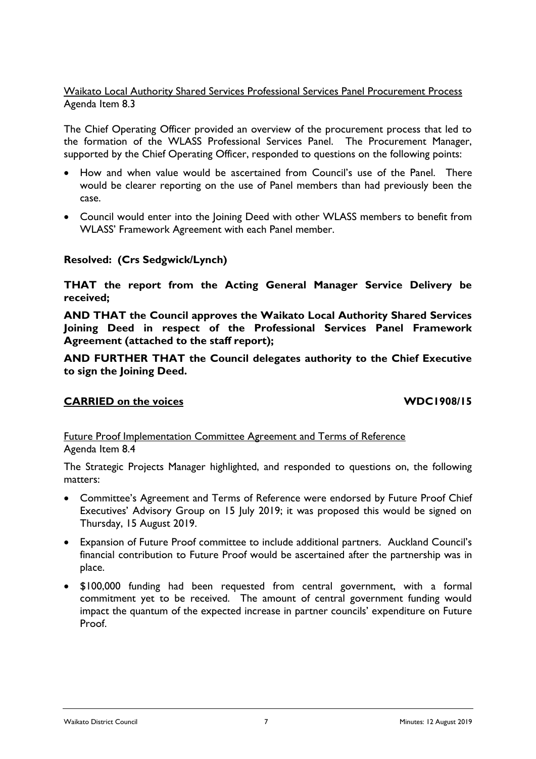Waikato Local Authority Shared Services Professional Services Panel Procurement Process
Agenda Item 8.3

The Chief Operating Officer provided an overview of the procurement process that led to the formation of the WLASS Professional Services Panel. The Procurement Manager, supported by the Chief Operating Officer, responded to questions on the following points:

- How and when value would be ascertained from Council's use of the Panel. There would be clearer reporting on the use of Panel members than had previously been the case.
- Council would enter into the Joining Deed with other WLASS members to benefit from WLASS' Framework Agreement with each Panel member.

**Resolved: (Crs Sedgwick/Lynch)**

**THAT the report from the Acting General Manager Service Delivery be received;**

**AND THAT the Council approves the Waikato Local Authority Shared Services Joining Deed in respect of the Professional Services Panel Framework Agreement (attached to the staff report);**

**AND FURTHER THAT the Council delegates authority to the Chief Executive to sign the Joining Deed.**

**CARRIED on the voices** **WDC1908/15**

Future Proof Implementation Committee Agreement and Terms of Reference
Agenda Item 8.4

The Strategic Projects Manager highlighted, and responded to questions on, the following matters:

- Committee's Agreement and Terms of Reference were endorsed by Future Proof Chief Executives' Advisory Group on 15 July 2019; it was proposed this would be signed on Thursday, 15 August 2019.
- Expansion of Future Proof committee to include additional partners. Auckland Council's financial contribution to Future Proof would be ascertained after the partnership was in place.
- $100,000 funding had been requested from central government, with a formal commitment yet to be received. The amount of central government funding would impact the quantum of the expected increase in partner councils' expenditure on Future Proof.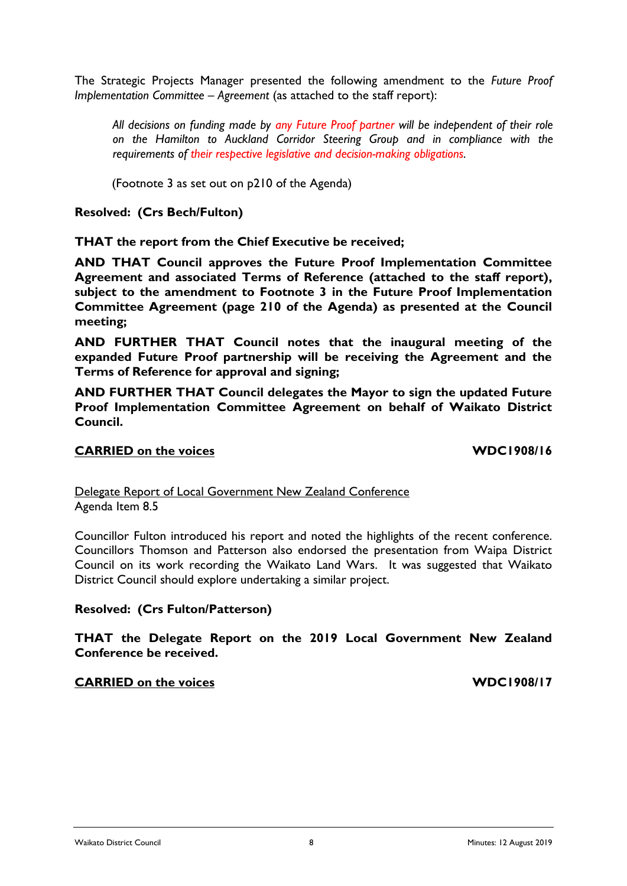The Strategic Projects Manager presented the following amendment to the *Future Proof Implementation Committee – Agreement* (as attached to the staff report):

> *All decisions on funding made by any Future Proof partner will be independent of their role on the Hamilton to Auckland Corridor Steering Group and in compliance with the requirements of their respective legislative and decision-making obligations.*
>
> (Footnote 3 as set out on p210 of the Agenda)

**Resolved: (Crs Bech/Fulton)**

**THAT the report from the Chief Executive be received;**

**AND THAT Council approves the Future Proof Implementation Committee Agreement and associated Terms of Reference (attached to the staff report), subject to the amendment to Footnote 3 in the Future Proof Implementation Committee Agreement (page 210 of the Agenda) as presented at the Council meeting;**

**AND FURTHER THAT Council notes that the inaugural meeting of the expanded Future Proof partnership will be receiving the Agreement and the Terms of Reference for approval and signing;**

**AND FURTHER THAT Council delegates the Mayor to sign the updated Future Proof Implementation Committee Agreement on behalf of Waikato District Council.**

**CARRIED on the voices** **WDC1908/16**

Delegate Report of Local Government New Zealand Conference
Agenda Item 8.5

Councillor Fulton introduced his report and noted the highlights of the recent conference. Councillors Thomson and Patterson also endorsed the presentation from Waipa District Council on its work recording the Waikato Land Wars. It was suggested that Waikato District Council should explore undertaking a similar project.

**Resolved: (Crs Fulton/Patterson)**

**THAT the Delegate Report on the 2019 Local Government New Zealand Conference be received.**

**CARRIED on the voices** **WDC1908/17**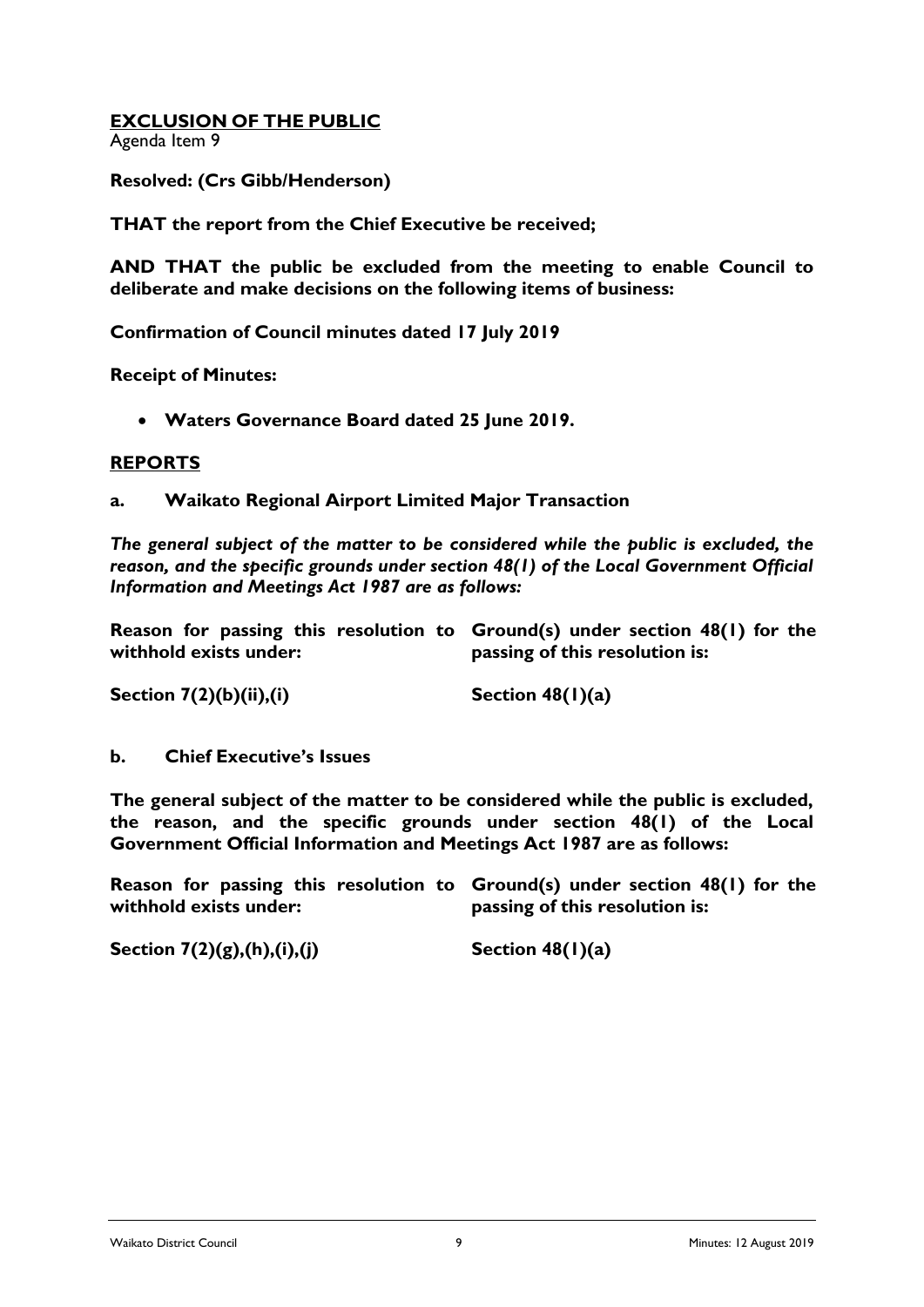## EXCLUSION OF THE PUBLIC

Agenda Item 9

**Resolved: (Crs Gibb/Henderson)**

**THAT the report from the Chief Executive be received;**

**AND THAT the public be excluded from the meeting to enable Council to deliberate and make decisions on the following items of business:**

**Confirmation of Council minutes dated 17 July 2019**

**Receipt of Minutes:**

- **Waters Governance Board dated 25 June 2019.**

## REPORTS

### a. Waikato Regional Airport Limited Major Transaction

***The general subject of the matter to be considered while the public is excluded, the reason, and the specific grounds under section 48(1) of the Local Government Official Information and Meetings Act 1987 are as follows:***

| Reason for passing this resolution to withhold exists under: | Ground(s) under section 48(1) for the passing of this resolution is: |
|---|---|
| **Section 7(2)(b)(ii),(i)** | **Section 48(1)(a)** |

### b. Chief Executive's Issues

**The general subject of the matter to be considered while the public is excluded, the reason, and the specific grounds under section 48(1) of the Local Government Official Information and Meetings Act 1987 are as follows:**

| Reason for passing this resolution to withhold exists under: | Ground(s) under section 48(1) for the passing of this resolution is: |
|---|---|
| **Section 7(2)(g),(h),(i),(j)** | **Section 48(1)(a)** |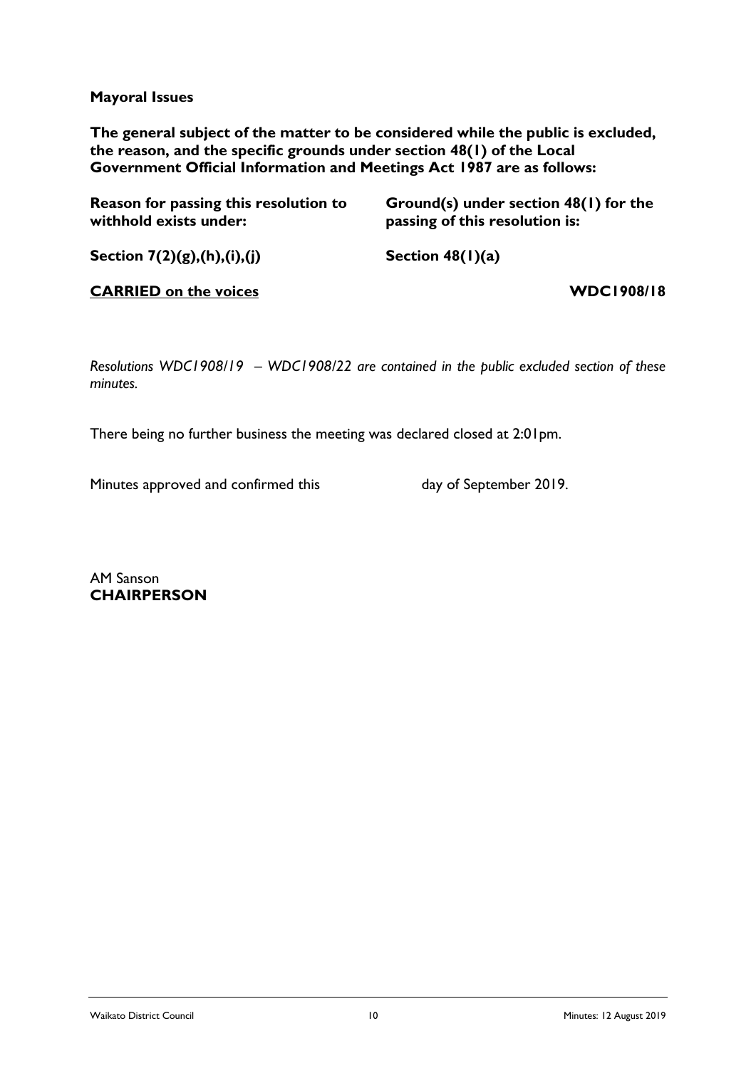**Mayoral Issues**

**The general subject of the matter to be considered while the public is excluded, the reason, and the specific grounds under section 48(1) of the Local Government Official Information and Meetings Act 1987 are as follows:**

| Reason for passing this resolution to withhold exists under: | Ground(s) under section 48(1) for the passing of this resolution is: |
|---|---|
| **Section 7(2)(g),(h),(i),(j)** | **Section 48(1)(a)** |

**CARRIED on the voices** **WDC1908/18**

*Resolutions WDC1908/19 – WDC1908/22 are contained in the public excluded section of these minutes.*

There being no further business the meeting was declared closed at 2:01pm.

Minutes approved and confirmed this day of September 2019.

AM Sanson
**CHAIRPERSON**